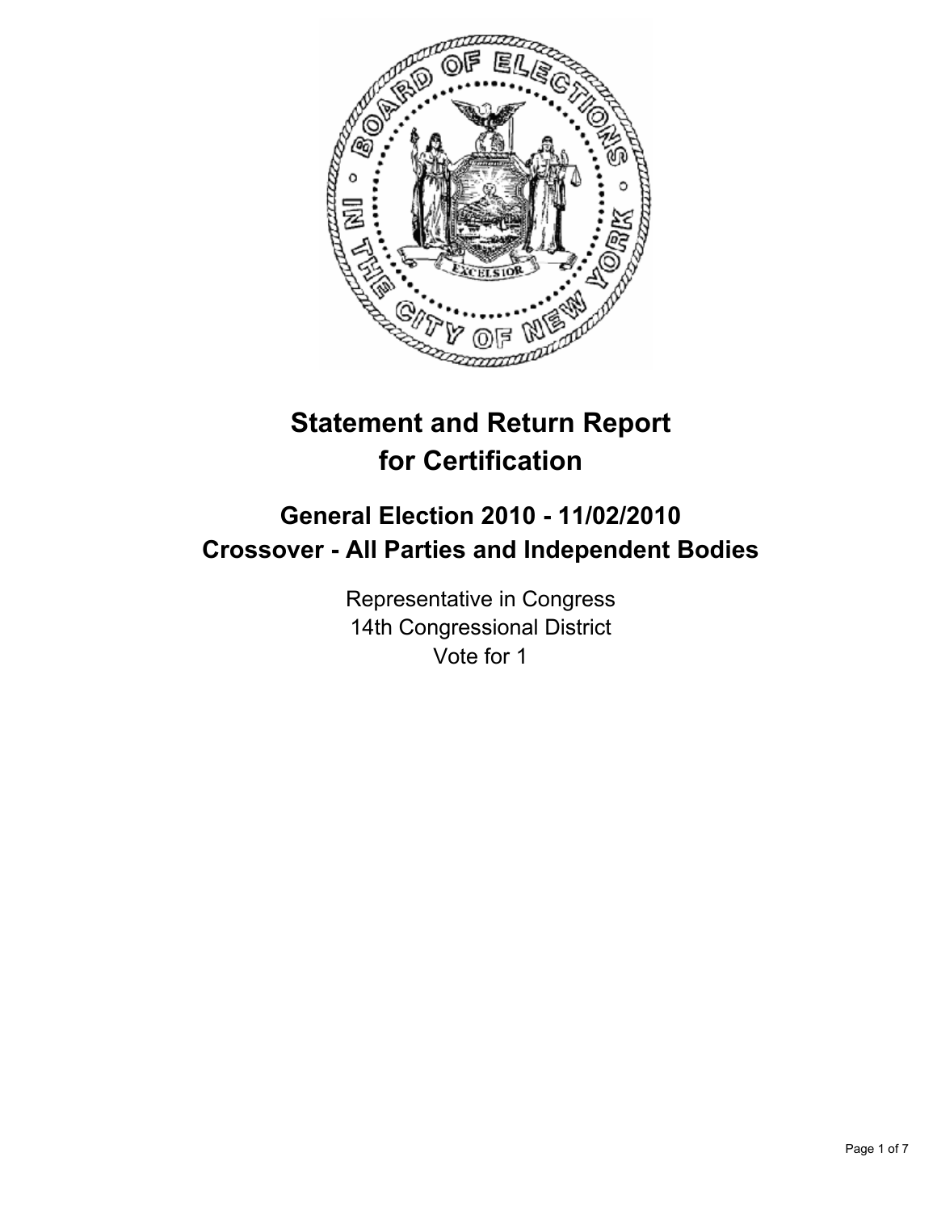# Statement and Return Report for Certification

## General Election 2010 - 11/02/2010
## Crossover - All Parties and Independent Bodies

Representative in Congress
14th Congressional District
Vote for 1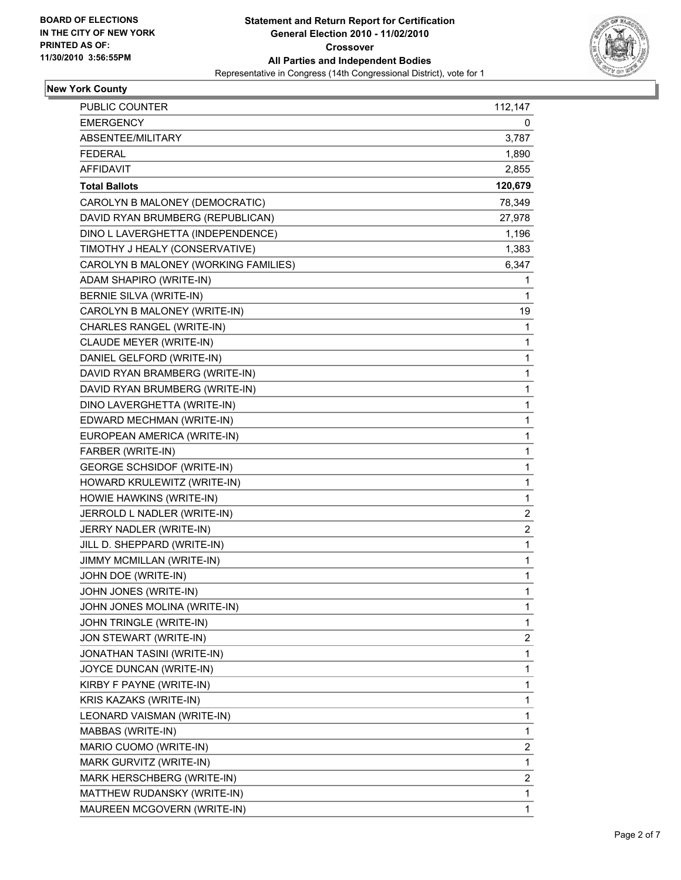**BOARD OF ELECTIONS IN THE CITY OF NEW YORK PRINTED AS OF: 11/30/2010 3:56:55PM**

# Statement and Return Report for Certification
## General Election 2010 - 11/02/2010
## Crossover
## All Parties and Independent Bodies
Representative in Congress (14th Congressional District), vote for 1

### New York County

| | |
|---|---|
| PUBLIC COUNTER | 112,147 |
| EMERGENCY | 0 |
| ABSENTEE/MILITARY | 3,787 |
| FEDERAL | 1,890 |
| AFFIDAVIT | 2,855 |
| **Total Ballots** | **120,679** |
| CAROLYN B MALONEY (DEMOCRATIC) | 78,349 |
| DAVID RYAN BRUMBERG (REPUBLICAN) | 27,978 |
| DINO L LAVERGHETTA (INDEPENDENCE) | 1,196 |
| TIMOTHY J HEALY (CONSERVATIVE) | 1,383 |
| CAROLYN B MALONEY (WORKING FAMILIES) | 6,347 |
| ADAM SHAPIRO (WRITE-IN) | 1 |
| BERNIE SILVA (WRITE-IN) | 1 |
| CAROLYN B MALONEY (WRITE-IN) | 19 |
| CHARLES RANGEL (WRITE-IN) | 1 |
| CLAUDE MEYER (WRITE-IN) | 1 |
| DANIEL GELFORD (WRITE-IN) | 1 |
| DAVID RYAN BRAMBERG (WRITE-IN) | 1 |
| DAVID RYAN BRUMBERG (WRITE-IN) | 1 |
| DINO LAVERGHETTA (WRITE-IN) | 1 |
| EDWARD MECHMAN (WRITE-IN) | 1 |
| EUROPEAN AMERICA (WRITE-IN) | 1 |
| FARBER (WRITE-IN) | 1 |
| GEORGE SCHSIDOF (WRITE-IN) | 1 |
| HOWARD KRULEWITZ (WRITE-IN) | 1 |
| HOWIE HAWKINS (WRITE-IN) | 1 |
| JERROLD L NADLER (WRITE-IN) | 2 |
| JERRY NADLER (WRITE-IN) | 2 |
| JILL D. SHEPPARD (WRITE-IN) | 1 |
| JIMMY MCMILLAN (WRITE-IN) | 1 |
| JOHN DOE (WRITE-IN) | 1 |
| JOHN JONES (WRITE-IN) | 1 |
| JOHN JONES MOLINA (WRITE-IN) | 1 |
| JOHN TRINGLE (WRITE-IN) | 1 |
| JON STEWART (WRITE-IN) | 2 |
| JONATHAN TASINI (WRITE-IN) | 1 |
| JOYCE DUNCAN (WRITE-IN) | 1 |
| KIRBY F PAYNE (WRITE-IN) | 1 |
| KRIS KAZAKS (WRITE-IN) | 1 |
| LEONARD VAISMAN (WRITE-IN) | 1 |
| MABBAS (WRITE-IN) | 1 |
| MARIO CUOMO (WRITE-IN) | 2 |
| MARK GURVITZ (WRITE-IN) | 1 |
| MARK HERSCHBERG (WRITE-IN) | 2 |
| MATTHEW RUDANSKY (WRITE-IN) | 1 |
| MAUREEN MCGOVERN (WRITE-IN) | 1 |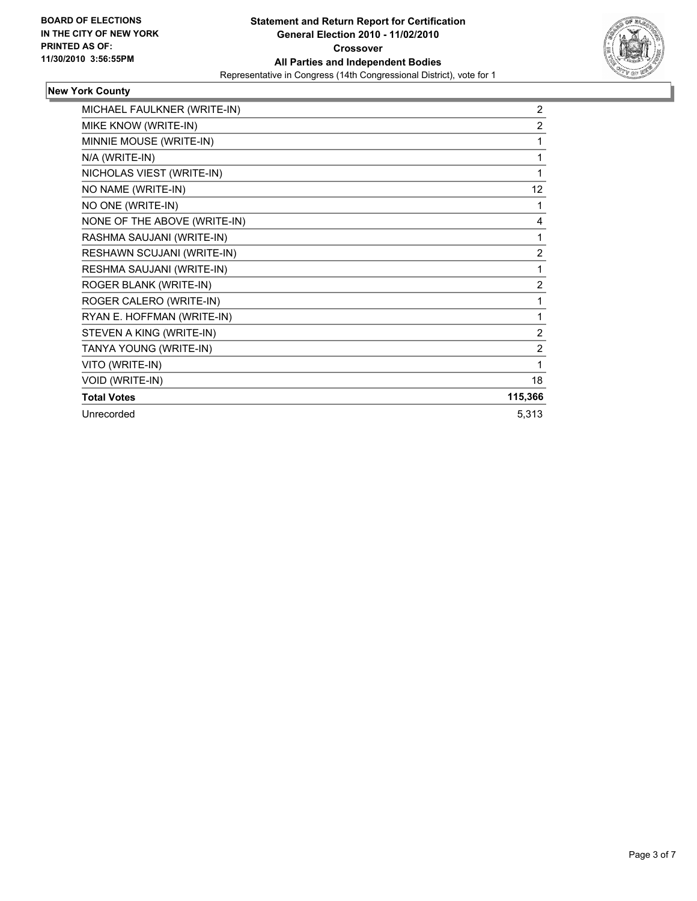**BOARD OF ELECTIONS IN THE CITY OF NEW YORK PRINTED AS OF: 11/30/2010 3:56:55PM**

**Statement and Return Report for Certification**
**General Election 2010 - 11/02/2010**
**Crossover**
**All Parties and Independent Bodies**
Representative in Congress (14th Congressional District), vote for 1

## New York County

| | |
|---|---|
| MICHAEL FAULKNER (WRITE-IN) | 2 |
| MIKE KNOW (WRITE-IN) | 2 |
| MINNIE MOUSE (WRITE-IN) | 1 |
| N/A (WRITE-IN) | 1 |
| NICHOLAS VIEST (WRITE-IN) | 1 |
| NO NAME (WRITE-IN) | 12 |
| NO ONE (WRITE-IN) | 1 |
| NONE OF THE ABOVE (WRITE-IN) | 4 |
| RASHMA SAUJANI (WRITE-IN) | 1 |
| RESHAWN SCUJANI (WRITE-IN) | 2 |
| RESHMA SAUJANI (WRITE-IN) | 1 |
| ROGER BLANK (WRITE-IN) | 2 |
| ROGER CALERO (WRITE-IN) | 1 |
| RYAN E. HOFFMAN (WRITE-IN) | 1 |
| STEVEN A KING (WRITE-IN) | 2 |
| TANYA YOUNG (WRITE-IN) | 2 |
| VITO (WRITE-IN) | 1 |
| VOID (WRITE-IN) | 18 |
| **Total Votes** | **115,366** |
| Unrecorded | 5,313 |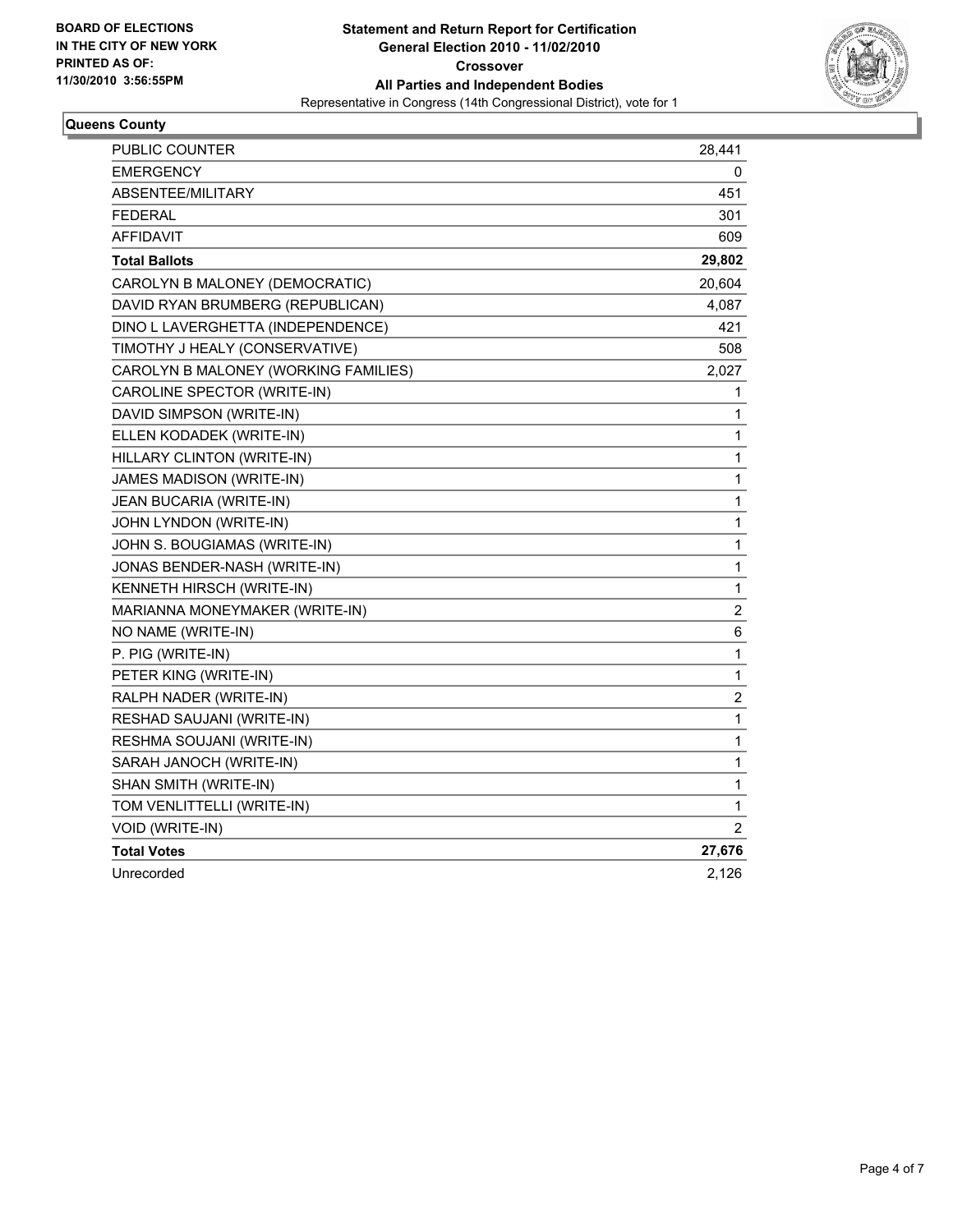BOARD OF ELECTIONS
IN THE CITY OF NEW YORK
PRINTED AS OF:
11/30/2010 3:56:55PM

**Statement and Return Report for Certification**
**General Election 2010 - 11/02/2010**
**Crossover**
**All Parties and Independent Bodies**
Representative in Congress (14th Congressional District), vote for 1

### Queens County

| | |
|---|---|
| PUBLIC COUNTER | 28,441 |
| EMERGENCY | 0 |
| ABSENTEE/MILITARY | 451 |
| FEDERAL | 301 |
| AFFIDAVIT | 609 |
| **Total Ballots** | **29,802** |
| CAROLYN B MALONEY (DEMOCRATIC) | 20,604 |
| DAVID RYAN BRUMBERG (REPUBLICAN) | 4,087 |
| DINO L LAVERGHETTA (INDEPENDENCE) | 421 |
| TIMOTHY J HEALY (CONSERVATIVE) | 508 |
| CAROLYN B MALONEY (WORKING FAMILIES) | 2,027 |
| CAROLINE SPECTOR (WRITE-IN) | 1 |
| DAVID SIMPSON (WRITE-IN) | 1 |
| ELLEN KODADEK (WRITE-IN) | 1 |
| HILLARY CLINTON (WRITE-IN) | 1 |
| JAMES MADISON (WRITE-IN) | 1 |
| JEAN BUCARIA (WRITE-IN) | 1 |
| JOHN LYNDON (WRITE-IN) | 1 |
| JOHN S. BOUGIAMAS (WRITE-IN) | 1 |
| JONAS BENDER-NASH (WRITE-IN) | 1 |
| KENNETH HIRSCH (WRITE-IN) | 1 |
| MARIANNA MONEYMAKER (WRITE-IN) | 2 |
| NO NAME (WRITE-IN) | 6 |
| P. PIG (WRITE-IN) | 1 |
| PETER KING (WRITE-IN) | 1 |
| RALPH NADER (WRITE-IN) | 2 |
| RESHAD SAUJANI (WRITE-IN) | 1 |
| RESHMA SOUJANI (WRITE-IN) | 1 |
| SARAH JANOCH (WRITE-IN) | 1 |
| SHAN SMITH (WRITE-IN) | 1 |
| TOM VENLITTELLI (WRITE-IN) | 1 |
| VOID (WRITE-IN) | 2 |
| **Total Votes** | **27,676** |
| Unrecorded | 2,126 |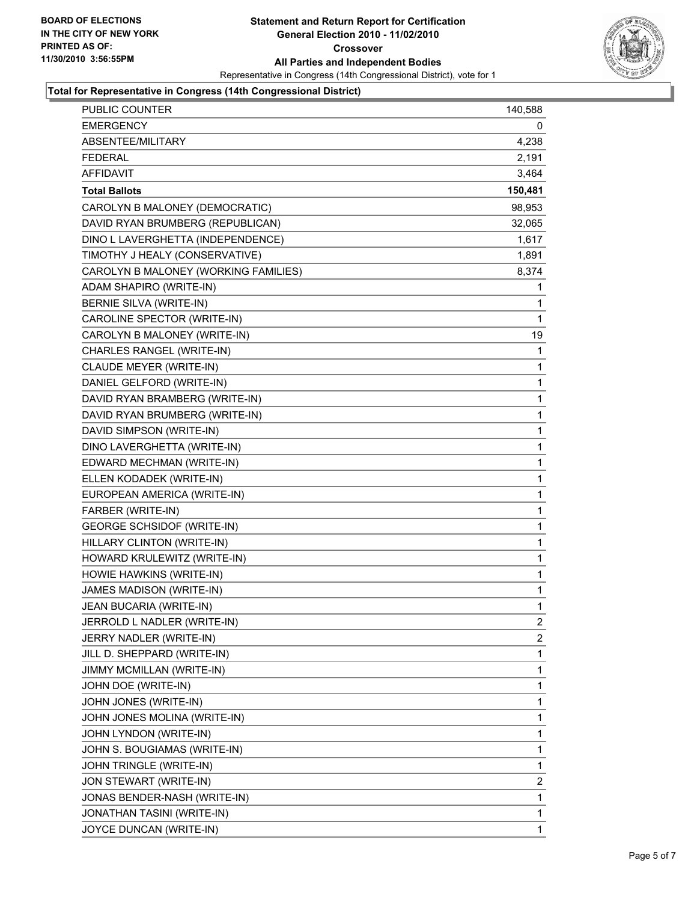**BOARD OF ELECTIONS IN THE CITY OF NEW YORK PRINTED AS OF: 11/30/2010 3:56:55PM**

# Statement and Return Report for Certification
## General Election 2010 - 11/02/2010
## Crossover
## All Parties and Independent Bodies

Representative in Congress (14th Congressional District), vote for 1

### Total for Representative in Congress (14th Congressional District)

| | |
|---|---|
| PUBLIC COUNTER | 140,588 |
| EMERGENCY | 0 |
| ABSENTEE/MILITARY | 4,238 |
| FEDERAL | 2,191 |
| AFFIDAVIT | 3,464 |
| **Total Ballots** | **150,481** |
| CAROLYN B MALONEY (DEMOCRATIC) | 98,953 |
| DAVID RYAN BRUMBERG (REPUBLICAN) | 32,065 |
| DINO L LAVERGHETTA (INDEPENDENCE) | 1,617 |
| TIMOTHY J HEALY (CONSERVATIVE) | 1,891 |
| CAROLYN B MALONEY (WORKING FAMILIES) | 8,374 |
| ADAM SHAPIRO (WRITE-IN) | 1 |
| BERNIE SILVA (WRITE-IN) | 1 |
| CAROLINE SPECTOR (WRITE-IN) | 1 |
| CAROLYN B MALONEY (WRITE-IN) | 19 |
| CHARLES RANGEL (WRITE-IN) | 1 |
| CLAUDE MEYER (WRITE-IN) | 1 |
| DANIEL GELFORD (WRITE-IN) | 1 |
| DAVID RYAN BRAMBERG (WRITE-IN) | 1 |
| DAVID RYAN BRUMBERG (WRITE-IN) | 1 |
| DAVID SIMPSON (WRITE-IN) | 1 |
| DINO LAVERGHETTA (WRITE-IN) | 1 |
| EDWARD MECHMAN (WRITE-IN) | 1 |
| ELLEN KODADEK (WRITE-IN) | 1 |
| EUROPEAN AMERICA (WRITE-IN) | 1 |
| FARBER (WRITE-IN) | 1 |
| GEORGE SCHSIDOF (WRITE-IN) | 1 |
| HILLARY CLINTON (WRITE-IN) | 1 |
| HOWARD KRULEWITZ (WRITE-IN) | 1 |
| HOWIE HAWKINS (WRITE-IN) | 1 |
| JAMES MADISON (WRITE-IN) | 1 |
| JEAN BUCARIA (WRITE-IN) | 1 |
| JERROLD L NADLER (WRITE-IN) | 2 |
| JERRY NADLER (WRITE-IN) | 2 |
| JILL D. SHEPPARD (WRITE-IN) | 1 |
| JIMMY MCMILLAN (WRITE-IN) | 1 |
| JOHN DOE (WRITE-IN) | 1 |
| JOHN JONES (WRITE-IN) | 1 |
| JOHN JONES MOLINA (WRITE-IN) | 1 |
| JOHN LYNDON (WRITE-IN) | 1 |
| JOHN S. BOUGIAMAS (WRITE-IN) | 1 |
| JOHN TRINGLE (WRITE-IN) | 1 |
| JON STEWART (WRITE-IN) | 2 |
| JONAS BENDER-NASH (WRITE-IN) | 1 |
| JONATHAN TASINI (WRITE-IN) | 1 |
| JOYCE DUNCAN (WRITE-IN) | 1 |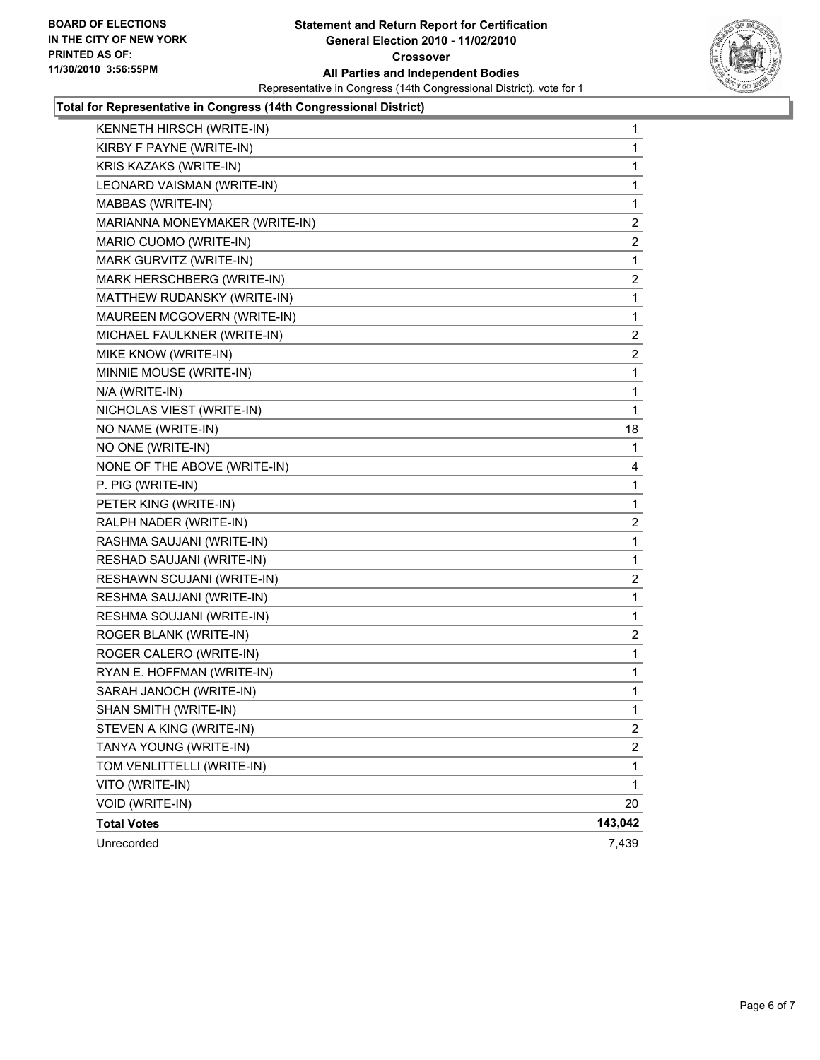**BOARD OF ELECTIONS IN THE CITY OF NEW YORK PRINTED AS OF: 11/30/2010 3:56:55PM**

# Statement and Return Report for Certification General Election 2010 - 11/02/2010 Crossover All Parties and Independent Bodies

Representative in Congress (14th Congressional District), vote for 1

## Total for Representative in Congress (14th Congressional District)

| Candidate | Votes |
|---|---|
| KENNETH HIRSCH (WRITE-IN) | 1 |
| KIRBY F PAYNE (WRITE-IN) | 1 |
| KRIS KAZAKS (WRITE-IN) | 1 |
| LEONARD VAISMAN (WRITE-IN) | 1 |
| MABBAS (WRITE-IN) | 1 |
| MARIANNA MONEYMAKER (WRITE-IN) | 2 |
| MARIO CUOMO (WRITE-IN) | 2 |
| MARK GURVITZ (WRITE-IN) | 1 |
| MARK HERSCHBERG (WRITE-IN) | 2 |
| MATTHEW RUDANSKY (WRITE-IN) | 1 |
| MAUREEN MCGOVERN (WRITE-IN) | 1 |
| MICHAEL FAULKNER (WRITE-IN) | 2 |
| MIKE KNOW (WRITE-IN) | 2 |
| MINNIE MOUSE (WRITE-IN) | 1 |
| N/A (WRITE-IN) | 1 |
| NICHOLAS VIEST (WRITE-IN) | 1 |
| NO NAME (WRITE-IN) | 18 |
| NO ONE (WRITE-IN) | 1 |
| NONE OF THE ABOVE (WRITE-IN) | 4 |
| P. PIG (WRITE-IN) | 1 |
| PETER KING (WRITE-IN) | 1 |
| RALPH NADER (WRITE-IN) | 2 |
| RASHMA SAUJANI (WRITE-IN) | 1 |
| RESHAD SAUJANI (WRITE-IN) | 1 |
| RESHAWN SCUJANI (WRITE-IN) | 2 |
| RESHMA SAUJANI (WRITE-IN) | 1 |
| RESHMA SOUJANI (WRITE-IN) | 1 |
| ROGER BLANK (WRITE-IN) | 2 |
| ROGER CALERO (WRITE-IN) | 1 |
| RYAN E. HOFFMAN (WRITE-IN) | 1 |
| SARAH JANOCH (WRITE-IN) | 1 |
| SHAN SMITH (WRITE-IN) | 1 |
| STEVEN A KING (WRITE-IN) | 2 |
| TANYA YOUNG (WRITE-IN) | 2 |
| TOM VENLITTELLI (WRITE-IN) | 1 |
| VITO (WRITE-IN) | 1 |
| VOID (WRITE-IN) | 20 |
| **Total Votes** | **143,042** |
| Unrecorded | 7,439 |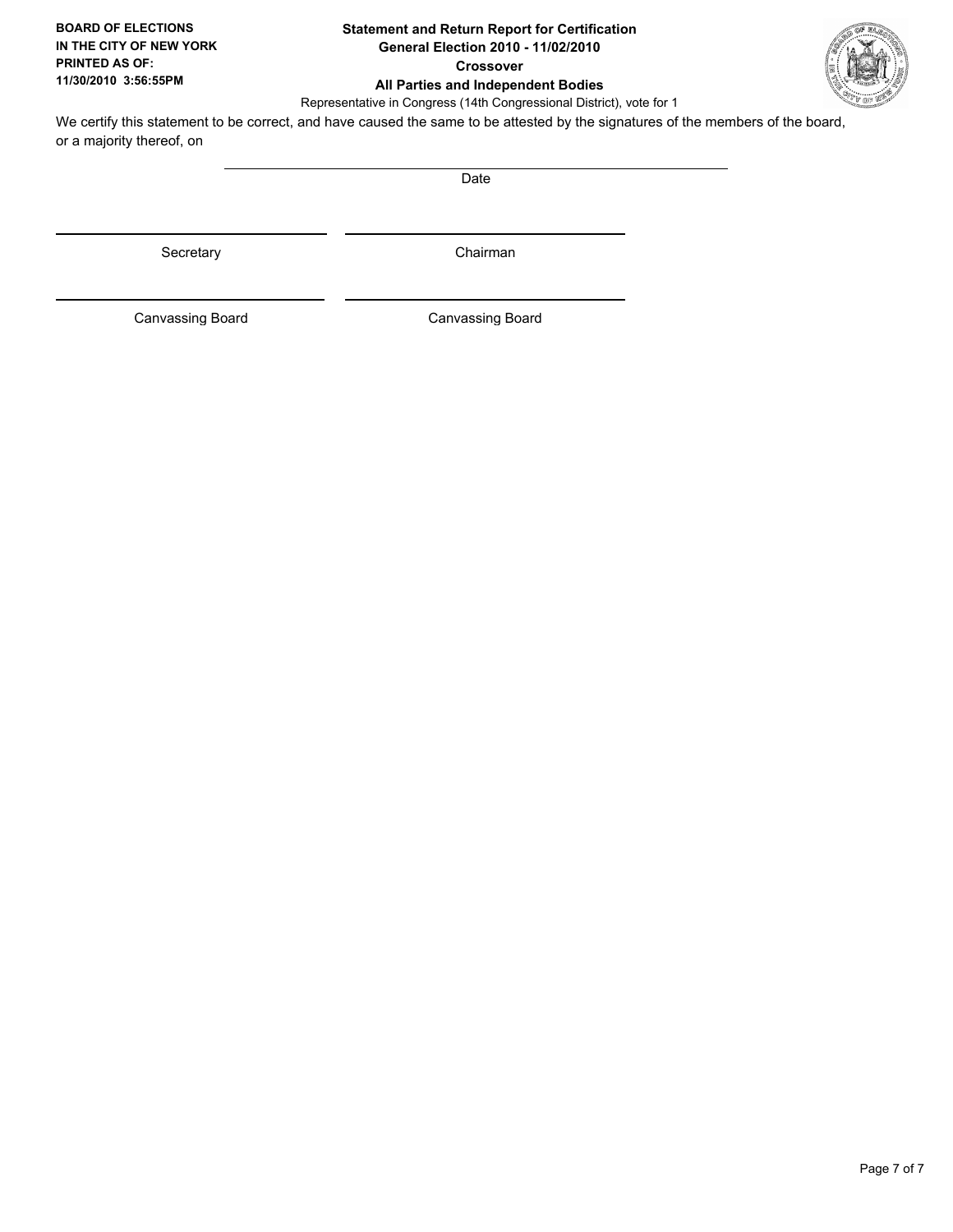**BOARD OF ELECTIONS IN THE CITY OF NEW YORK PRINTED AS OF: 11/30/2010 3:56:55PM**

**Statement and Return Report for Certification**
**General Election 2010 - 11/02/2010**
**Crossover**
**All Parties and Independent Bodies**

Representative in Congress (14th Congressional District), vote for 1

We certify this statement to be correct, and have caused the same to be attested by the signatures of the members of the board, or a majority thereof, on

\_\_\_\_\_\_\_\_\_\_\_\_\_\_\_\_\_\_\_\_\_\_\_\_\_\_\_\_\_\_\_\_\_\_\_\_\_\_\_\_
Date

\_\_\_\_\_\_\_\_\_\_\_\_\_\_\_\_\_\_\_\_\_\_\_\_ \_\_\_\_\_\_\_\_\_\_\_\_\_\_\_\_\_\_\_\_\_\_\_\_
Secretary Chairman

\_\_\_\_\_\_\_\_\_\_\_\_\_\_\_\_\_\_\_\_\_\_\_\_ \_\_\_\_\_\_\_\_\_\_\_\_\_\_\_\_\_\_\_\_\_\_\_\_
Canvassing Board Canvassing Board